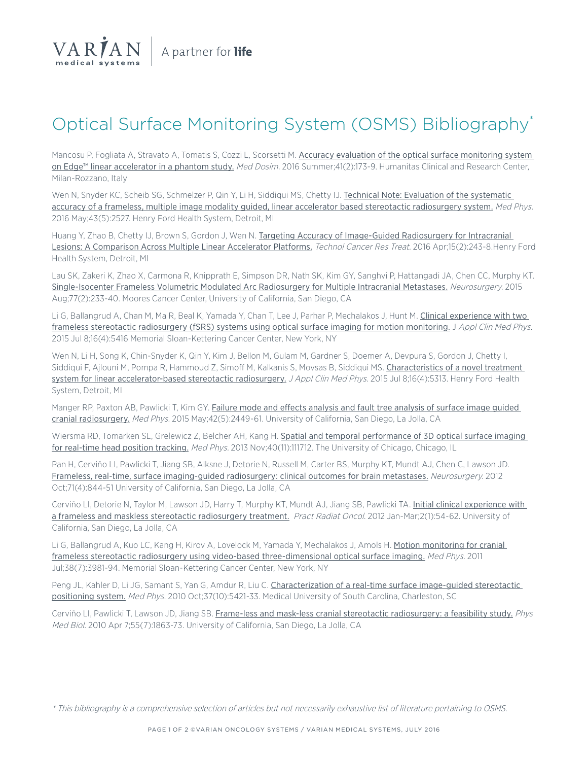VARIAN medical systems | A partner for **life**

# Optical Surface Monitoring System (OSMS) Bibliography*

Mancosu P, Fogliata A, Stravato A, Tomatis S, Cozzi L, Scorsetti M. Accuracy evaluation of the optical surface monitoring system on Edge™ linear accelerator in a phantom study. *Med Dosim.* 2016 Summer;41(2):173-9. Humanitas Clinical and Research Center, Milan-Rozzano, Italy

Wen N, Snyder KC, Scheib SG, Schmelzer P, Qin Y, Li H, Siddiqui MS, Chetty IJ. Technical Note: Evaluation of the systematic accuracy of a frameless, multiple image modality guided, linear accelerator based stereotactic radiosurgery system. *Med Phys.* 2016 May;43(5):2527. Henry Ford Health System, Detroit, MI

Huang Y, Zhao B, Chetty IJ, Brown S, Gordon J, Wen N. Targeting Accuracy of Image-Guided Radiosurgery for Intracranial Lesions: A Comparison Across Multiple Linear Accelerator Platforms. *Technol Cancer Res Treat.* 2016 Apr;15(2):243-8.Henry Ford Health System, Detroit, MI

Lau SK, Zakeri K, Zhao X, Carmona R, Knipprath E, Simpson DR, Nath SK, Kim GY, Sanghvi P, Hattangadi JA, Chen CC, Murphy KT. Single-Isocenter Frameless Volumetric Modulated Arc Radiosurgery for Multiple Intracranial Metastases. *Neurosurgery.* 2015 Aug;77(2):233-40. Moores Cancer Center, University of California, San Diego, CA

Li G, Ballangrud A, Chan M, Ma R, Beal K, Yamada Y, Chan T, Lee J, Parhar P, Mechalakos J, Hunt M. Clinical experience with two frameless stereotactic radiosurgery (fSRS) systems using optical surface imaging for motion monitoring. J *Appl Clin Med Phys.* 2015 Jul 8;16(4):5416 Memorial Sloan-Kettering Cancer Center, New York, NY

Wen N, Li H, Song K, Chin-Snyder K, Qin Y, Kim J, Bellon M, Gulam M, Gardner S, Doemer A, Devpura S, Gordon J, Chetty I, Siddiqui F, Ajlouni M, Pompa R, Hammoud Z, Simoff M, Kalkanis S, Movsas B, Siddiqui MS. Characteristics of a novel treatment system for linear accelerator-based stereotactic radiosurgery. *J Appl Clin Med Phys.* 2015 Jul 8;16(4):5313. Henry Ford Health System, Detroit, MI

Manger RP, Paxton AB, Pawlicki T, Kim GY. Failure mode and effects analysis and fault tree analysis of surface image guided cranial radiosurgery. *Med Phys.* 2015 May;42(5):2449-61. University of California, San Diego, La Jolla, CA

Wiersma RD, Tomarken SL, Grelewicz Z, Belcher AH, Kang H. Spatial and temporal performance of 3D optical surface imaging for real-time head position tracking. *Med Phys.* 2013 Nov;40(11):111712. The University of Chicago, Chicago, IL

Pan H, Cerviño LI, Pawlicki T, Jiang SB, Alksne J, Detorie N, Russell M, Carter BS, Murphy KT, Mundt AJ, Chen C, Lawson JD. Frameless, real-time, surface imaging-guided radiosurgery: clinical outcomes for brain metastases. *Neurosurgery.* 2012 Oct;71(4):844-51 University of California, San Diego, La Jolla, CA

Cerviño LI, Detorie N, Taylor M, Lawson JD, Harry T, Murphy KT, Mundt AJ, Jiang SB, Pawlicki TA. Initial clinical experience with a frameless and maskless stereotactic radiosurgery treatment. *Pract Radiat Oncol.* 2012 Jan-Mar;2(1):54-62. University of California, San Diego, La Jolla, CA

Li G, Ballangrud A, Kuo LC, Kang H, Kirov A, Lovelock M, Yamada Y, Mechalakos J, Amols H. Motion monitoring for cranial frameless stereotactic radiosurgery using video-based three-dimensional optical surface imaging. *Med Phys.* 2011 Jul;38(7):3981-94. Memorial Sloan-Kettering Cancer Center, New York, NY

Peng JL, Kahler D, Li JG, Samant S, Yan G, Amdur R, Liu C. Characterization of a real-time surface image-guided stereotactic positioning system. *Med Phys.* 2010 Oct;37(10):5421-33. Medical University of South Carolina, Charleston, SC

Cerviño LI, Pawlicki T, Lawson JD, Jiang SB. Frame-less and mask-less cranial stereotactic radiosurgery: a feasibility study. *Phys Med Biol.* 2010 Apr 7;55(7):1863-73. University of California, San Diego, La Jolla, CA

*\* This bibliography is a comprehensive selection of articles but not necessarily exhaustive list of literature pertaining to OSMS.*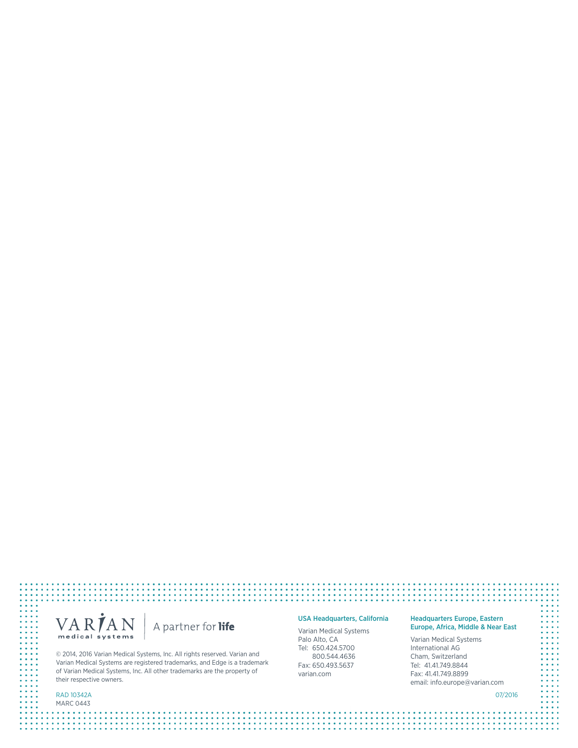VARIAN medical systems | A partner for **life**

© 2014, 2016 Varian Medical Systems, Inc. All rights reserved. Varian and Varian Medical Systems are registered trademarks, and Edge is a trademark of Varian Medical Systems, Inc. All other trademarks are the property of their respective owners.

RAD 10342A
MARC 0443

**USA Headquarters, California**

Varian Medical Systems
Palo Alto, CA
Tel: 650.424.5700
800.544.4636
Fax: 650.493.5637
varian.com

**Headquarters Europe, Eastern Europe, Africa, Middle & Near East**

Varian Medical Systems
International AG
Cham, Switzerland
Tel: 41.41.749.8844
Fax: 41.41.749.8899
email: info.europe@varian.com

07/2016